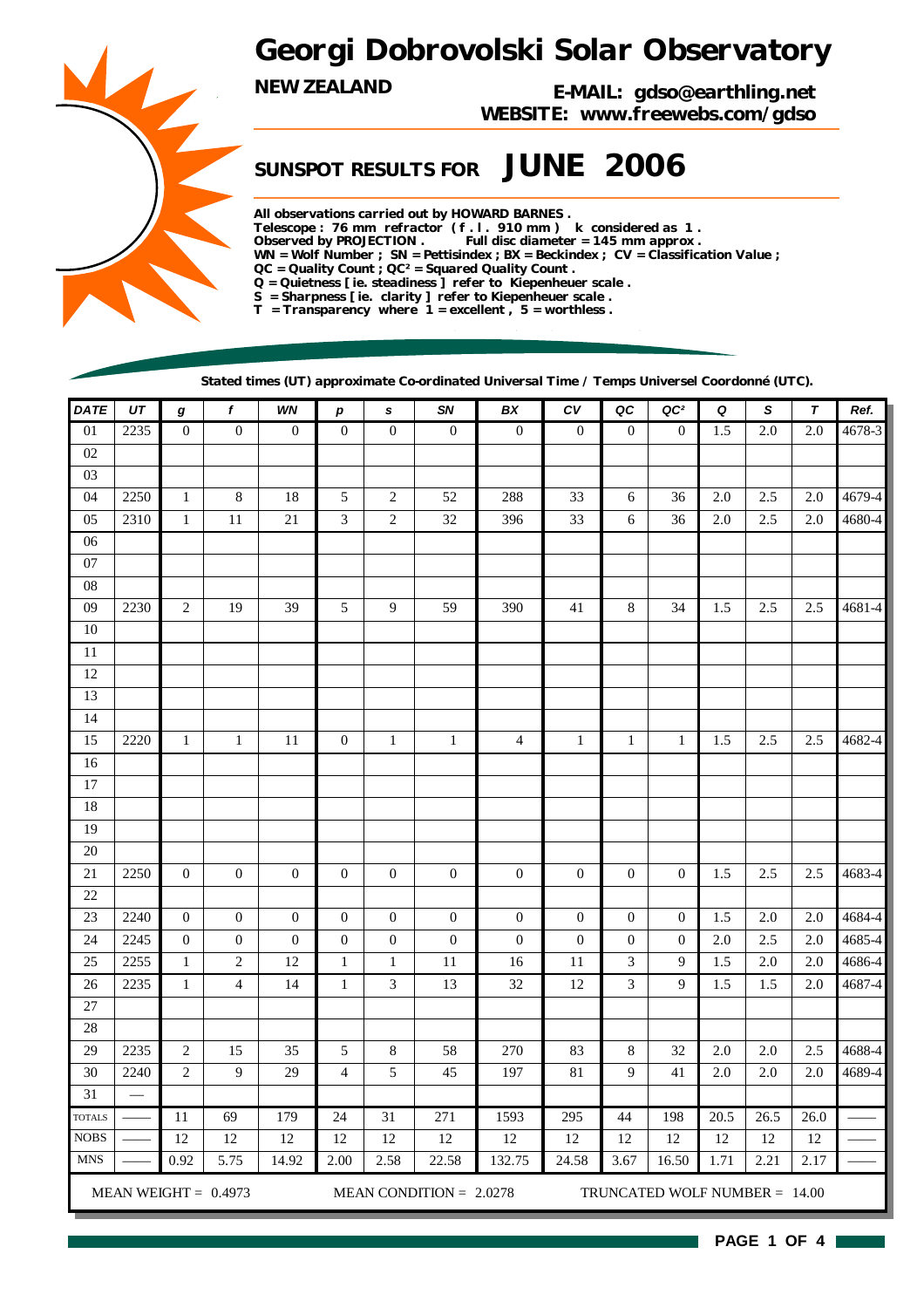# Georgi Dobrovolski Solar Observatory

**NEW ZEALAND**

**E-MAIL: gdso@earthling.net**
**WEBSITE: www.freewebs.com/gdso**

## SUNSPOT RESULTS FOR JUNE 2006

**All observations carried out by HOWARD BARNES .**
**Telescope : 76 mm refractor ( f . l . 910 mm ) k considered as 1 .**
**Observed by PROJECTION . Full disc diameter = 145 mm approx .**
**WN = Wolf Number ; SN = Pettisindex ; BX = Beckindex ; CV = Classification Value ;**
**QC = Quality Count ; QC² = Squared Quality Count .**
**Q = Quietness [ ie. steadiness ] refer to Kiepenheuer scale .**
**S = Sharpness [ ie. clarity ] refer to Kiepenheuer scale .**
**T = Transparency where 1 = excellent , 5 = worthless .**

**Stated times (UT) approximate Co-ordinated Universal Time / Temps Universel Coordonné (UTC).**

| DATE | UT | g | f | WN | p | s | SN | BX | CV | QC | QC² | Q | S | T | Ref. |
|---|---|---|---|---|---|---|---|---|---|---|---|---|---|---|---|
| 01 | 2235 | 0 | 0 | 0 | 0 | 0 | 0 | 0 | 0 | 0 | 0 | 1.5 | 2.0 | 2.0 | 4678-3 |
| 02 | | | | | | | | | | | | | | | |
| 03 | | | | | | | | | | | | | | | |
| 04 | 2250 | 1 | 8 | 18 | 5 | 2 | 52 | 288 | 33 | 6 | 36 | 2.0 | 2.5 | 2.0 | 4679-4 |
| 05 | 2310 | 1 | 11 | 21 | 3 | 2 | 32 | 396 | 33 | 6 | 36 | 2.0 | 2.5 | 2.0 | 4680-4 |
| 06 | | | | | | | | | | | | | | | |
| 07 | | | | | | | | | | | | | | | |
| 08 | | | | | | | | | | | | | | | |
| 09 | 2230 | 2 | 19 | 39 | 5 | 9 | 59 | 390 | 41 | 8 | 34 | 1.5 | 2.5 | 2.5 | 4681-4 |
| 10 | | | | | | | | | | | | | | | |
| 11 | | | | | | | | | | | | | | | |
| 12 | | | | | | | | | | | | | | | |
| 13 | | | | | | | | | | | | | | | |
| 14 | | | | | | | | | | | | | | | |
| 15 | 2220 | 1 | 1 | 11 | 0 | 1 | 1 | 4 | 1 | 1 | 1 | 1.5 | 2.5 | 2.5 | 4682-4 |
| 16 | | | | | | | | | | | | | | | |
| 17 | | | | | | | | | | | | | | | |
| 18 | | | | | | | | | | | | | | | |
| 19 | | | | | | | | | | | | | | | |
| 20 | | | | | | | | | | | | | | | |
| 21 | 2250 | 0 | 0 | 0 | 0 | 0 | 0 | 0 | 0 | 0 | 0 | 1.5 | 2.5 | 2.5 | 4683-4 |
| 22 | | | | | | | | | | | | | | | |
| 23 | 2240 | 0 | 0 | 0 | 0 | 0 | 0 | 0 | 0 | 0 | 0 | 1.5 | 2.0 | 2.0 | 4684-4 |
| 24 | 2245 | 0 | 0 | 0 | 0 | 0 | 0 | 0 | 0 | 0 | 0 | 2.0 | 2.5 | 2.0 | 4685-4 |
| 25 | 2255 | 1 | 2 | 12 | 1 | 1 | 11 | 16 | 11 | 3 | 9 | 1.5 | 2.0 | 2.0 | 4686-4 |
| 26 | 2235 | 1 | 4 | 14 | 1 | 3 | 13 | 32 | 12 | 3 | 9 | 1.5 | 1.5 | 2.0 | 4687-4 |
| 27 | | | | | | | | | | | | | | | |
| 28 | | | | | | | | | | | | | | | |
| 29 | 2235 | 2 | 15 | 35 | 5 | 8 | 58 | 270 | 83 | 8 | 32 | 2.0 | 2.0 | 2.5 | 4688-4 |
| 30 | 2240 | 2 | 9 | 29 | 4 | 5 | 45 | 197 | 81 | 9 | 41 | 2.0 | 2.0 | 2.0 | 4689-4 |
| 31 | — | | | | | | | | | | | | | | |
| TOTALS | —— | 11 | 69 | 179 | 24 | 31 | 271 | 1593 | 295 | 44 | 198 | 20.5 | 26.5 | 26.0 | —— |
| NOBS | —— | 12 | 12 | 12 | 12 | 12 | 12 | 12 | 12 | 12 | 12 | 12 | 12 | 12 | —— |
| MNS | —— | 0.92 | 5.75 | 14.92 | 2.00 | 2.58 | 22.58 | 132.75 | 24.58 | 3.67 | 16.50 | 1.71 | 2.21 | 2.17 | —— |

MEAN WEIGHT = 0.4973 MEAN CONDITION = 2.0278 TRUNCATED WOLF NUMBER = 14.00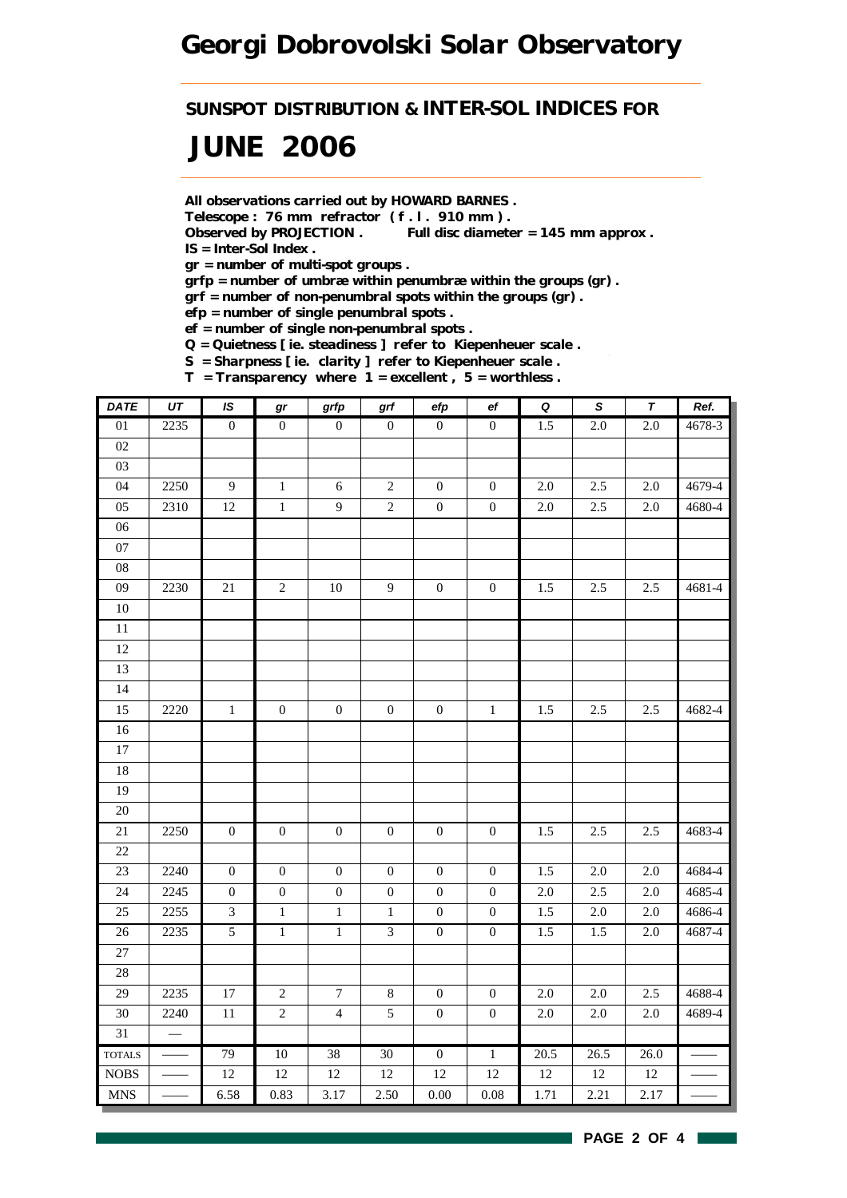# Georgi Dobrovolski Solar Observatory

## SUNSPOT DISTRIBUTION & INTER-SOL INDICES FOR

# JUNE 2006

**All observations carried out by HOWARD BARNES .**
**Telescope : 76 mm refractor ( f . l . 910 mm ) .**
**Observed by PROJECTION .  Full disc diameter = 145 mm approx .**
**IS = Inter-Sol Index .**
**gr = number of multi-spot groups .**
**grfp = number of umbræ within penumbræ within the groups (gr) .**
**grf = number of non-penumbral spots within the groups (gr) .**
**efp = number of single penumbral spots .**
**ef = number of single non-penumbral spots .**
**Q = Quietness [ ie. steadiness ] refer to Kiepenheuer scale .**
**S = Sharpness [ ie. clarity ] refer to Kiepenheuer scale .**
**T = Transparency where 1 = excellent , 5 = worthless .**

| DATE | UT | IS | gr | grfp | grf | efp | ef | Q | S | T | Ref. |
|---|---|---|---|---|---|---|---|---|---|---|---|
| 01 | 2235 | 0 | 0 | 0 | 0 | 0 | 0 | 1.5 | 2.0 | 2.0 | 4678-3 |
| 02 | | | | | | | | | | | |
| 03 | | | | | | | | | | | |
| 04 | 2250 | 9 | 1 | 6 | 2 | 0 | 0 | 2.0 | 2.5 | 2.0 | 4679-4 |
| 05 | 2310 | 12 | 1 | 9 | 2 | 0 | 0 | 2.0 | 2.5 | 2.0 | 4680-4 |
| 06 | | | | | | | | | | | |
| 07 | | | | | | | | | | | |
| 08 | | | | | | | | | | | |
| 09 | 2230 | 21 | 2 | 10 | 9 | 0 | 0 | 1.5 | 2.5 | 2.5 | 4681-4 |
| 10 | | | | | | | | | | | |
| 11 | | | | | | | | | | | |
| 12 | | | | | | | | | | | |
| 13 | | | | | | | | | | | |
| 14 | | | | | | | | | | | |
| 15 | 2220 | 1 | 0 | 0 | 0 | 0 | 1 | 1.5 | 2.5 | 2.5 | 4682-4 |
| 16 | | | | | | | | | | | |
| 17 | | | | | | | | | | | |
| 18 | | | | | | | | | | | |
| 19 | | | | | | | | | | | |
| 20 | | | | | | | | | | | |
| 21 | 2250 | 0 | 0 | 0 | 0 | 0 | 0 | 1.5 | 2.5 | 2.5 | 4683-4 |
| 22 | | | | | | | | | | | |
| 23 | 2240 | 0 | 0 | 0 | 0 | 0 | 0 | 1.5 | 2.0 | 2.0 | 4684-4 |
| 24 | 2245 | 0 | 0 | 0 | 0 | 0 | 0 | 2.0 | 2.5 | 2.0 | 4685-4 |
| 25 | 2255 | 3 | 1 | 1 | 1 | 0 | 0 | 1.5 | 2.0 | 2.0 | 4686-4 |
| 26 | 2235 | 5 | 1 | 1 | 3 | 0 | 0 | 1.5 | 1.5 | 2.0 | 4687-4 |
| 27 | | | | | | | | | | | |
| 28 | | | | | | | | | | | |
| 29 | 2235 | 17 | 2 | 7 | 8 | 0 | 0 | 2.0 | 2.0 | 2.5 | 4688-4 |
| 30 | 2240 | 11 | 2 | 4 | 5 | 0 | 0 | 2.0 | 2.0 | 2.0 | 4689-4 |
| 31 | — | | | | | | | | | | |
| TOTALS | —— | 79 | 10 | 38 | 30 | 0 | 1 | 20.5 | 26.5 | 26.0 | —— |
| NOBS | —— | 12 | 12 | 12 | 12 | 12 | 12 | 12 | 12 | 12 | —— |
| MNS | —— | 6.58 | 0.83 | 3.17 | 2.50 | 0.00 | 0.08 | 1.71 | 2.21 | 2.17 | —— |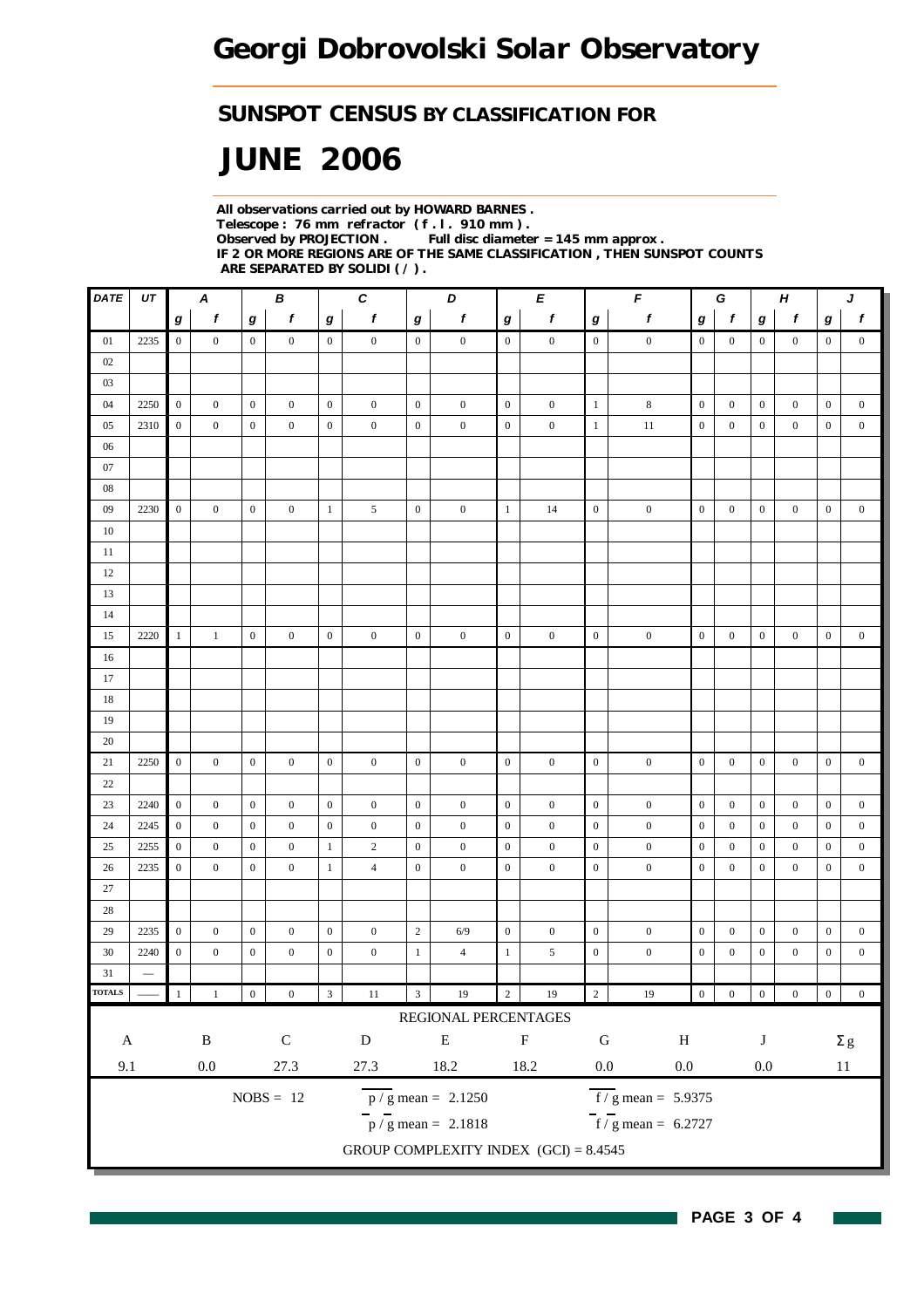# Georgi Dobrovolski Solar Observatory

## SUNSPOT CENSUS BY CLASSIFICATION FOR

# JUNE 2006

**All observations carried out by HOWARD BARNES .**
**Telescope : 76 mm refractor ( f . l . 910 mm ) .**
**Observed by PROJECTION .   Full disc diameter = 145 mm approx .**
**IF 2 OR MORE REGIONS ARE OF THE SAME CLASSIFICATION , THEN SUNSPOT COUNTS ARE SEPARATED BY SOLIDI ( / ) .**

| DATE | UT | A | | B | | C | | D | | E | | F | | G | | H | | J | |
|---|---|---|---|---|---|---|---|---|---|---|---|---|---|---|---|---|---|---|---|
| | | g | f | g | f | g | f | g | f | g | f | g | f | g | f | g | f | g | f |
| 01 | 2235 | 0 | 0 | 0 | 0 | 0 | 0 | 0 | 0 | 0 | 0 | 0 | 0 | 0 | 0 | 0 | 0 | 0 | 0 |
| 02 | | | | | | | | | | | | | | | | | | | |
| 03 | | | | | | | | | | | | | | | | | | | |
| 04 | 2250 | 0 | 0 | 0 | 0 | 0 | 0 | 0 | 0 | 0 | 0 | 1 | 8 | 0 | 0 | 0 | 0 | 0 | 0 |
| 05 | 2310 | 0 | 0 | 0 | 0 | 0 | 0 | 0 | 0 | 0 | 0 | 1 | 11 | 0 | 0 | 0 | 0 | 0 | 0 |
| 06 | | | | | | | | | | | | | | | | | | | |
| 07 | | | | | | | | | | | | | | | | | | | |
| 08 | | | | | | | | | | | | | | | | | | | |
| 09 | 2230 | 0 | 0 | 0 | 0 | 1 | 5 | 0 | 0 | 1 | 14 | 0 | 0 | 0 | 0 | 0 | 0 | 0 | 0 |
| 10 | | | | | | | | | | | | | | | | | | | |
| 11 | | | | | | | | | | | | | | | | | | | |
| 12 | | | | | | | | | | | | | | | | | | | |
| 13 | | | | | | | | | | | | | | | | | | | |
| 14 | | | | | | | | | | | | | | | | | | | |
| 15 | 2220 | 1 | 1 | 0 | 0 | 0 | 0 | 0 | 0 | 0 | 0 | 0 | 0 | 0 | 0 | 0 | 0 | 0 | 0 |
| 16 | | | | | | | | | | | | | | | | | | | |
| 17 | | | | | | | | | | | | | | | | | | | |
| 18 | | | | | | | | | | | | | | | | | | | |
| 19 | | | | | | | | | | | | | | | | | | | |
| 20 | | | | | | | | | | | | | | | | | | | |
| 21 | 2250 | 0 | 0 | 0 | 0 | 0 | 0 | 0 | 0 | 0 | 0 | 0 | 0 | 0 | 0 | 0 | 0 | 0 | 0 |
| 22 | | | | | | | | | | | | | | | | | | | |
| 23 | 2240 | 0 | 0 | 0 | 0 | 0 | 0 | 0 | 0 | 0 | 0 | 0 | 0 | 0 | 0 | 0 | 0 | 0 | 0 |
| 24 | 2245 | 0 | 0 | 0 | 0 | 0 | 0 | 0 | 0 | 0 | 0 | 0 | 0 | 0 | 0 | 0 | 0 | 0 | 0 |
| 25 | 2255 | 0 | 0 | 0 | 0 | 1 | 2 | 0 | 0 | 0 | 0 | 0 | 0 | 0 | 0 | 0 | 0 | 0 | 0 |
| 26 | 2235 | 0 | 0 | 0 | 0 | 1 | 4 | 0 | 0 | 0 | 0 | 0 | 0 | 0 | 0 | 0 | 0 | 0 | 0 |
| 27 | | | | | | | | | | | | | | | | | | | |
| 28 | | | | | | | | | | | | | | | | | | | |
| 29 | 2235 | 0 | 0 | 0 | 0 | 0 | 0 | 2 | 6/9 | 0 | 0 | 0 | 0 | 0 | 0 | 0 | 0 | 0 | 0 |
| 30 | 2240 | 0 | 0 | 0 | 0 | 0 | 0 | 1 | 4 | 1 | 5 | 0 | 0 | 0 | 0 | 0 | 0 | 0 | 0 |
| 31 | — | | | | | | | | | | | | | | | | | | |
| TOTALS | —— | 1 | 1 | 0 | 0 | 3 | 11 | 3 | 19 | 2 | 19 | 2 | 19 | 0 | 0 | 0 | 0 | 0 | 0 |

REGIONAL PERCENTAGES

| A | B | C | D | E | F | G | H | J | Σ g |
|---|---|---|---|---|---|---|---|---|---|
| 9.1 | 0.0 | 27.3 | 27.3 | 18.2 | 18.2 | 0.0 | 0.0 | 0.0 | 11 |

NOBS = 12

$\overline{p}/g$ mean = 2.1250

$\overline{f}/g$ mean = 5.9375

$\overline{p}/\overline{g}$ mean = 2.1818

$\overline{f}/\overline{g}$ mean = 6.2727

GROUP COMPLEXITY INDEX (GCI) = 8.4545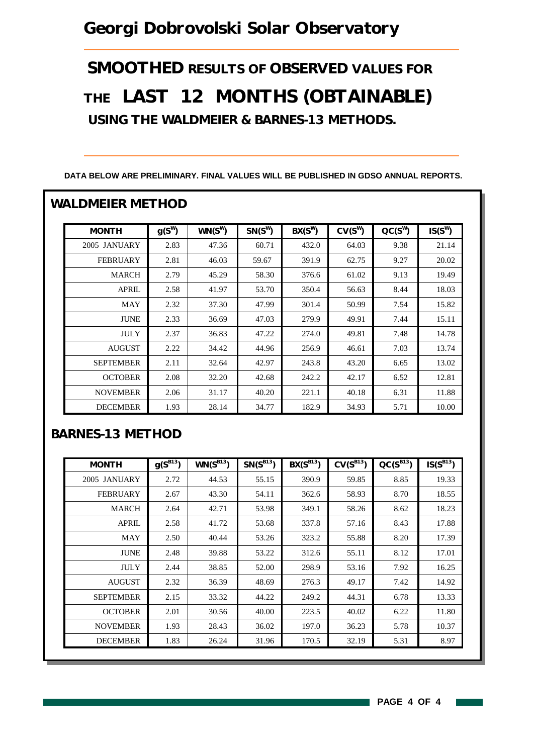# Georgi Dobrovolski Solar Observatory

## SMOOTHED RESULTS OF OBSERVED VALUES FOR THE LAST 12 MONTHS (OBTAINABLE) USING THE WALDMEIER & BARNES-13 METHODS.

**DATA BELOW ARE PRELIMINARY. FINAL VALUES WILL BE PUBLISHED IN GDSO ANNUAL REPORTS.**

## WALDMEIER METHOD

| MONTH | $g(S^W)$ | $WN(S^W)$ | $SN(S^W)$ | $BX(S^W)$ | $CV(S^W)$ | $QC(S^W)$ | $IS(S^W)$ |
|---|---|---|---|---|---|---|---|
| 2005 JANUARY | 2.83 | 47.36 | 60.71 | 432.0 | 64.03 | 9.38 | 21.14 |
| FEBRUARY | 2.81 | 46.03 | 59.67 | 391.9 | 62.75 | 9.27 | 20.02 |
| MARCH | 2.79 | 45.29 | 58.30 | 376.6 | 61.02 | 9.13 | 19.49 |
| APRIL | 2.58 | 41.97 | 53.70 | 350.4 | 56.63 | 8.44 | 18.03 |
| MAY | 2.32 | 37.30 | 47.99 | 301.4 | 50.99 | 7.54 | 15.82 |
| JUNE | 2.33 | 36.69 | 47.03 | 279.9 | 49.91 | 7.44 | 15.11 |
| JULY | 2.37 | 36.83 | 47.22 | 274.0 | 49.81 | 7.48 | 14.78 |
| AUGUST | 2.22 | 34.42 | 44.96 | 256.9 | 46.61 | 7.03 | 13.74 |
| SEPTEMBER | 2.11 | 32.64 | 42.97 | 243.8 | 43.20 | 6.65 | 13.02 |
| OCTOBER | 2.08 | 32.20 | 42.68 | 242.2 | 42.17 | 6.52 | 12.81 |
| NOVEMBER | 2.06 | 31.17 | 40.20 | 221.1 | 40.18 | 6.31 | 11.88 |
| DECEMBER | 1.93 | 28.14 | 34.77 | 182.9 | 34.93 | 5.71 | 10.00 |

## BARNES-13 METHOD

| MONTH | $g(S^{B13})$ | $WN(S^{B13})$ | $SN(S^{B13})$ | $BX(S^{B13})$ | $CV(S^{B13})$ | $QC(S^{B13})$ | $IS(S^{B13})$ |
|---|---|---|---|---|---|---|---|
| 2005 JANUARY | 2.72 | 44.53 | 55.15 | 390.9 | 59.85 | 8.85 | 19.33 |
| FEBRUARY | 2.67 | 43.30 | 54.11 | 362.6 | 58.93 | 8.70 | 18.55 |
| MARCH | 2.64 | 42.71 | 53.98 | 349.1 | 58.26 | 8.62 | 18.23 |
| APRIL | 2.58 | 41.72 | 53.68 | 337.8 | 57.16 | 8.43 | 17.88 |
| MAY | 2.50 | 40.44 | 53.26 | 323.2 | 55.88 | 8.20 | 17.39 |
| JUNE | 2.48 | 39.88 | 53.22 | 312.6 | 55.11 | 8.12 | 17.01 |
| JULY | 2.44 | 38.85 | 52.00 | 298.9 | 53.16 | 7.92 | 16.25 |
| AUGUST | 2.32 | 36.39 | 48.69 | 276.3 | 49.17 | 7.42 | 14.92 |
| SEPTEMBER | 2.15 | 33.32 | 44.22 | 249.2 | 44.31 | 6.78 | 13.33 |
| OCTOBER | 2.01 | 30.56 | 40.00 | 223.5 | 40.02 | 6.22 | 11.80 |
| NOVEMBER | 1.93 | 28.43 | 36.02 | 197.0 | 36.23 | 5.78 | 10.37 |
| DECEMBER | 1.83 | 26.24 | 31.96 | 170.5 | 32.19 | 5.31 | 8.97 |